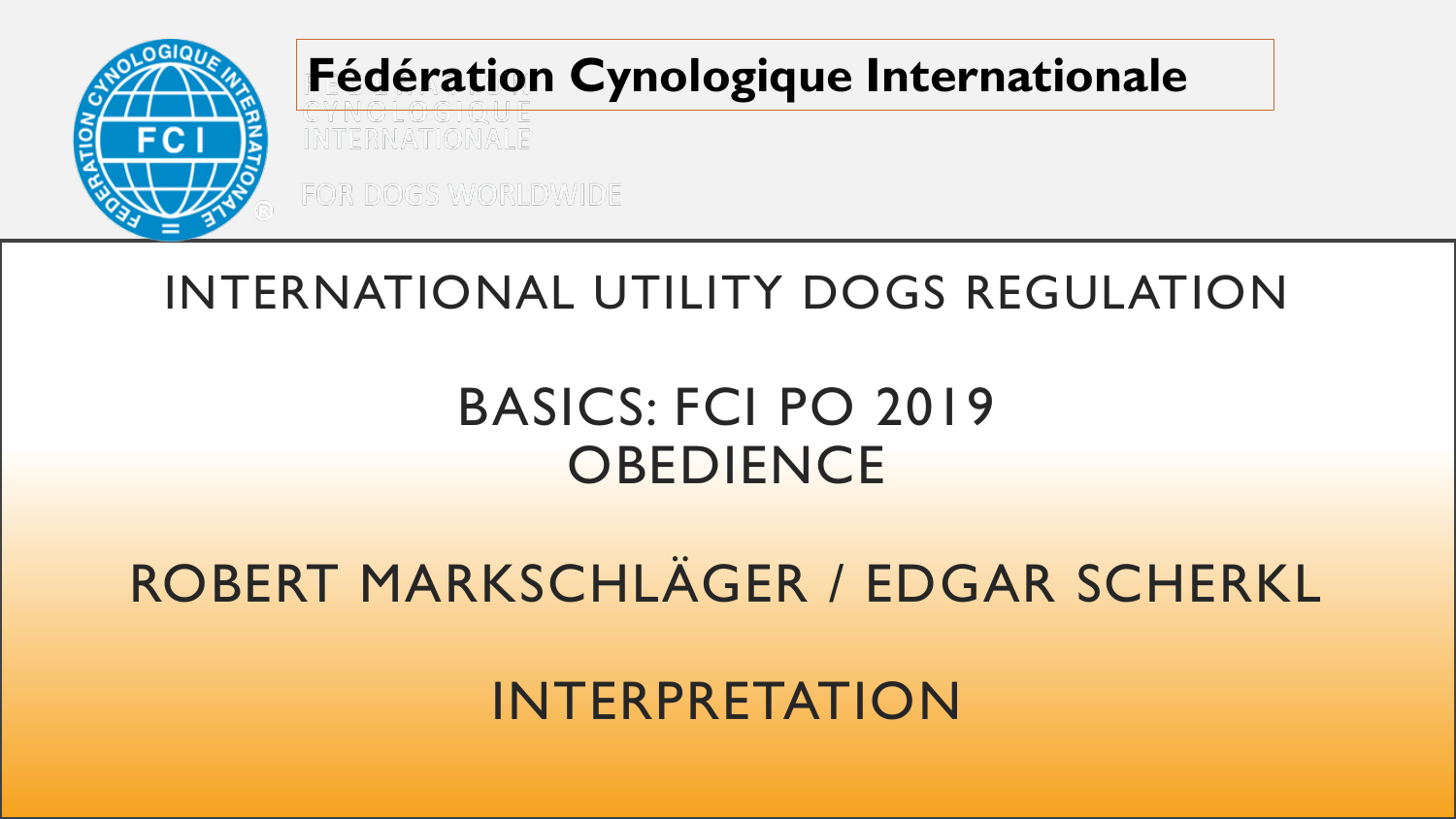# Fédération Cynologique Internationale

## INTERNATIONAL UTILITY DOGS REGULATION

## BASICS: FCI PO 2019
## OBEDIENCE

ROBERT MARKSCHLÄGER / EDGAR SCHERKL

INTERPRETATION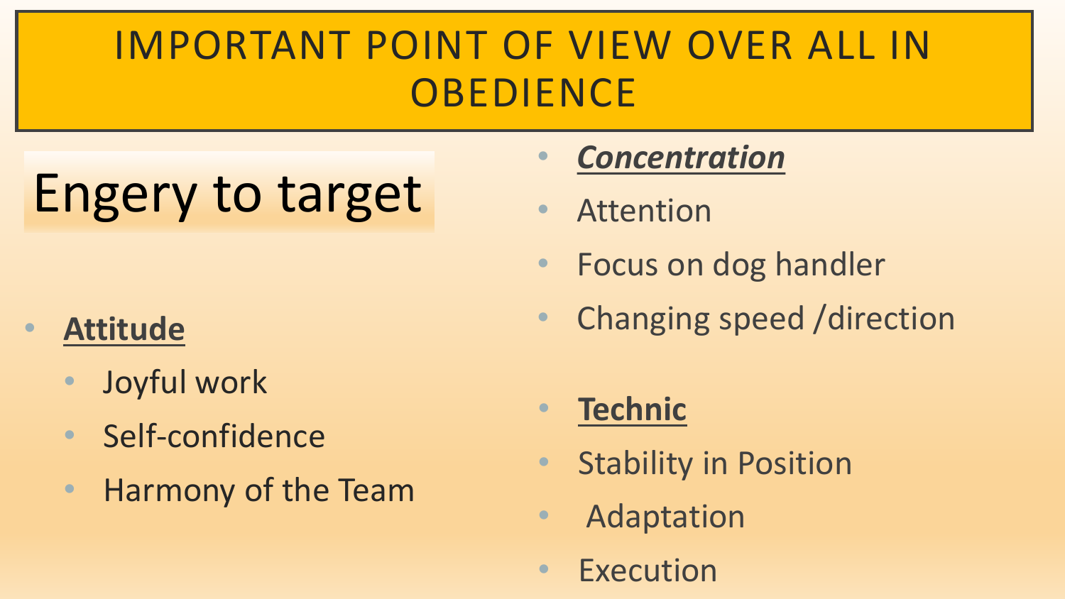# IMPORTANT POINT OF VIEW OVER ALL IN OBEDIENCE

## Engery to target

- **Attitude**
  - Joyful work
  - Self-confidence
  - Harmony of the Team

- ***Concentration***
- Attention
- Focus on dog handler
- Changing speed /direction

- **Technic**
- Stability in Position
- Adaptation
- Execution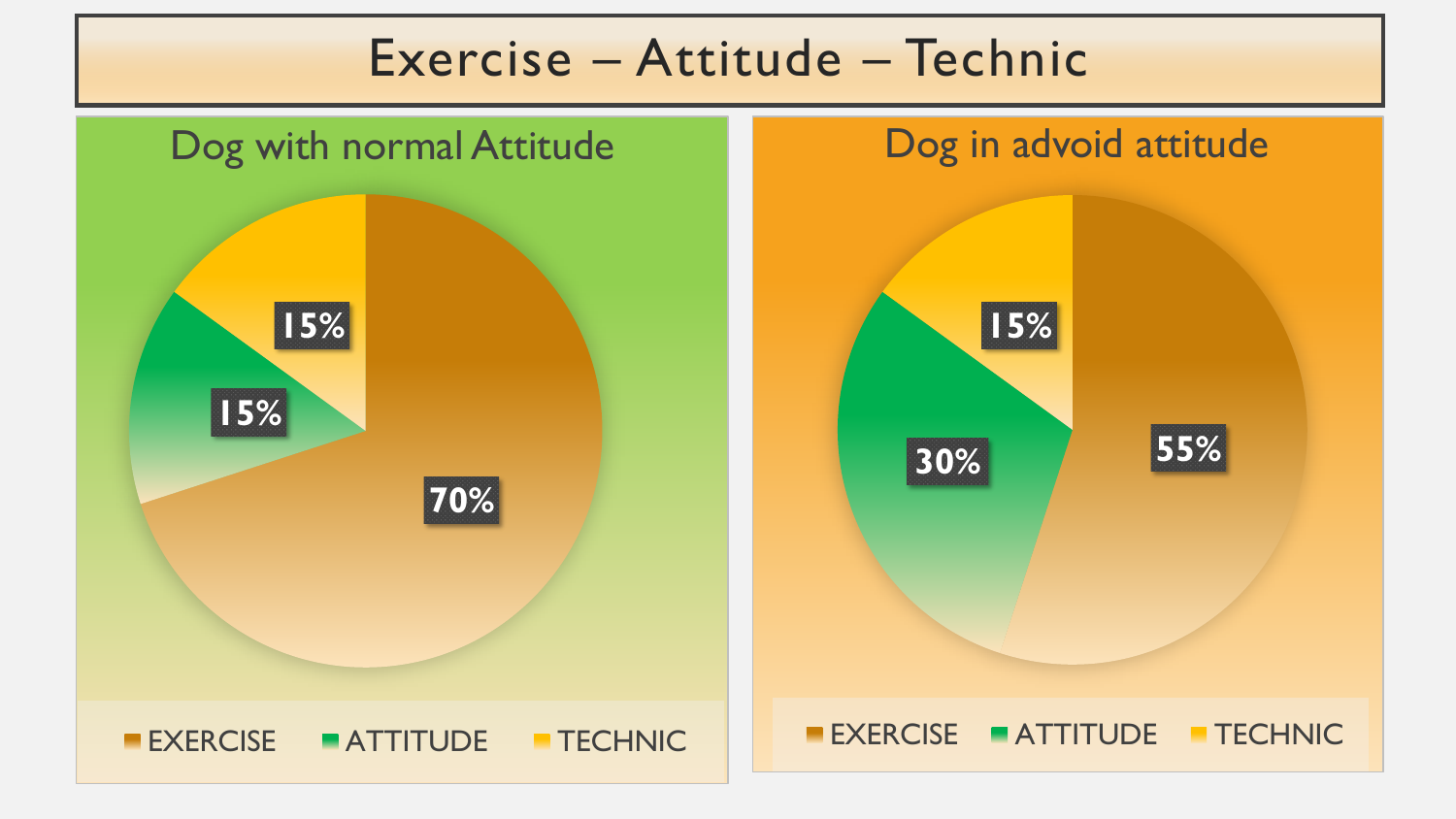# Exercise – Attitude – Technic

## Dog with normal Attitude

| Category | Percentage |
| --- | --- |
| EXERCISE | 70% |
| ATTITUDE | 15% |
| TECHNIC | 15% |

## Dog in advoid attitude

| Category | Percentage |
| --- | --- |
| EXERCISE | 55% |
| ATTITUDE | 30% |
| TECHNIC | 15% |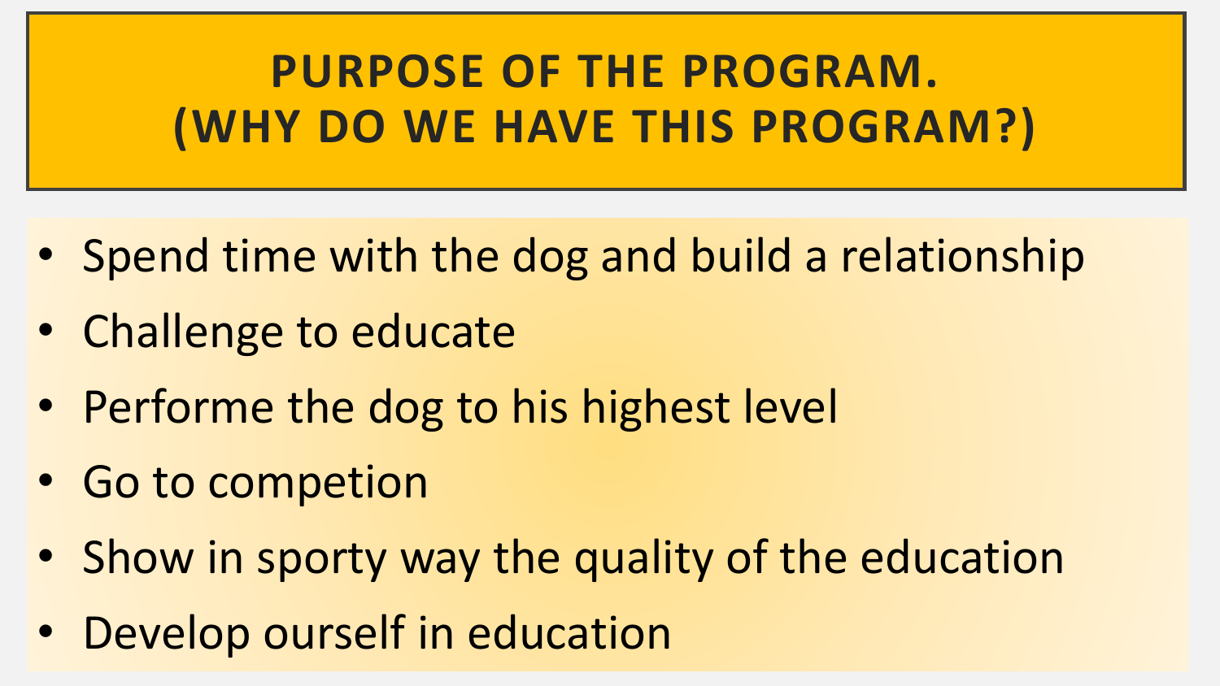# PURPOSE OF THE PROGRAM.
# (WHY DO WE HAVE THIS PROGRAM?)

- Spend time with the dog and build a relationship
- Challenge to educate
- Performe the dog to his highest level
- Go to competion
- Show in sporty way the quality of the education
- Develop ourself in education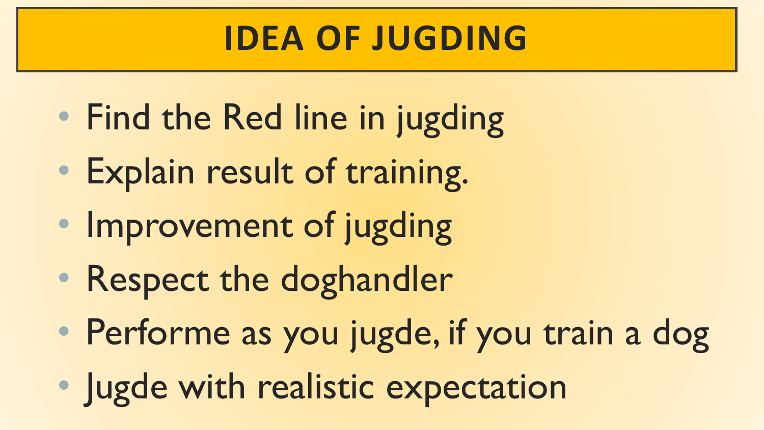# IDEA OF JUGDING

- Find the Red line in jugding
- Explain result of training.
- Improvement of jugding
- Respect the doghandler
- Performe as you jugde, if you train a dog
- Jugde with realistic expectation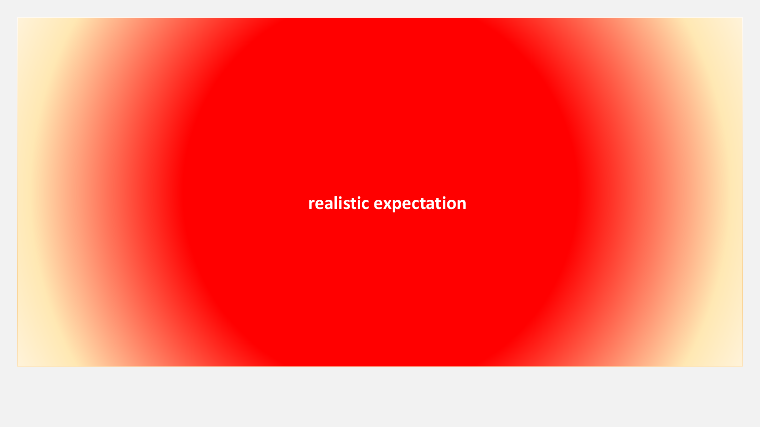**realistic expectation**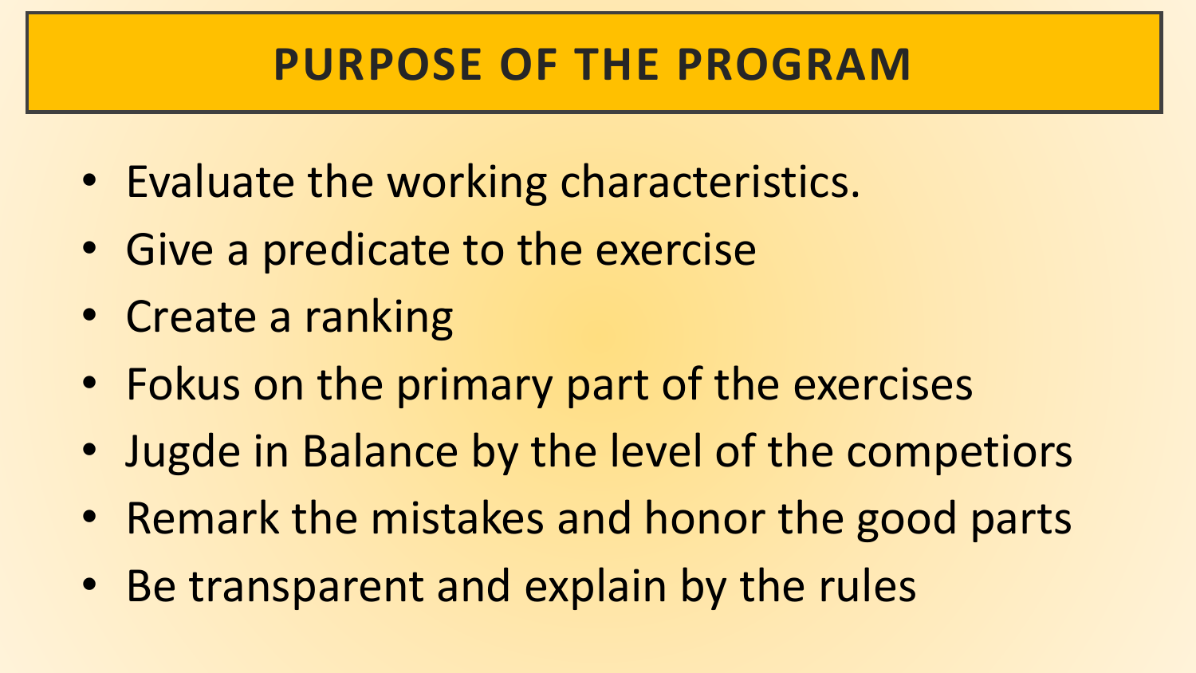# PURPOSE OF THE PROGRAM

- Evaluate the working characteristics.
- Give a predicate to the exercise
- Create a ranking
- Fokus on the primary part of the exercises
- Jugde in Balance by the level of the competiors
- Remark the mistakes and honor the good parts
- Be transparent and explain by the rules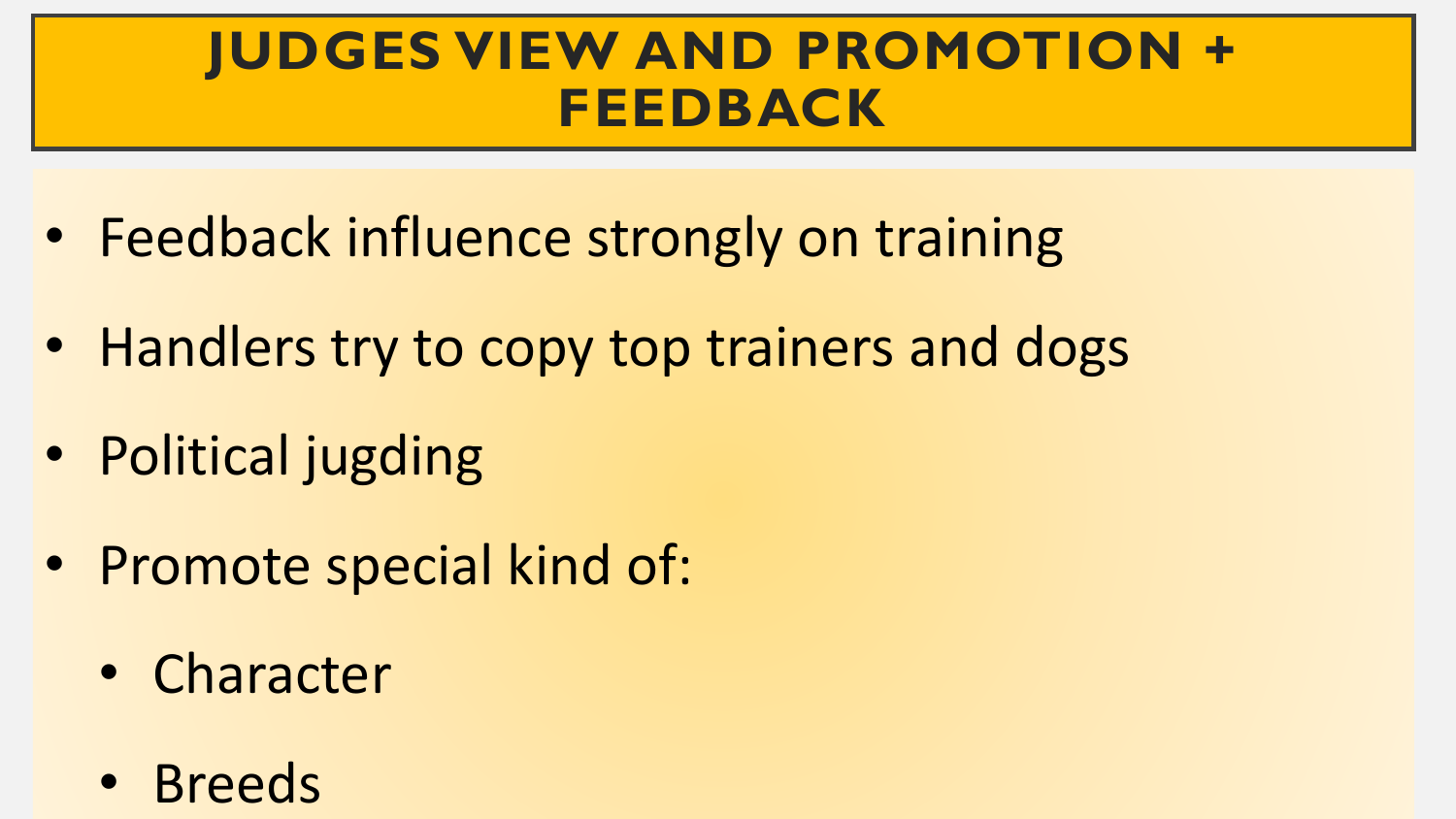# JUDGES VIEW AND PROMOTION + FEEDBACK

- Feedback influence strongly on training
- Handlers try to copy top trainers and dogs
- Political jugding
- Promote special kind of:
  - Character
  - Breeds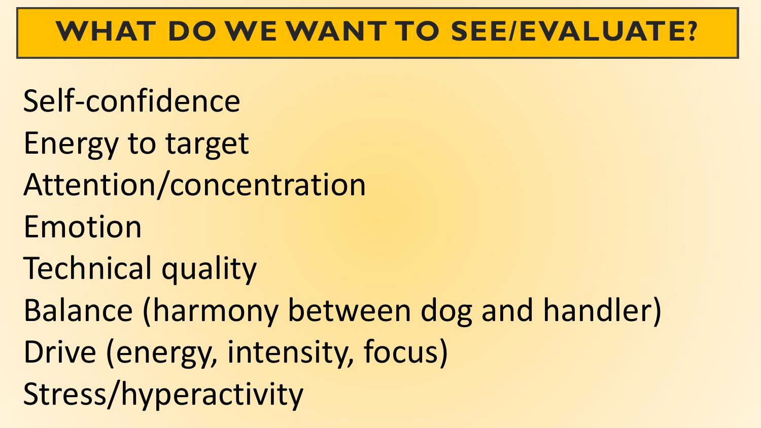# WHAT DO WE WANT TO SEE/EVALUATE?

Self-confidence
Energy to target
Attention/concentration
Emotion
Technical quality
Balance (harmony between dog and handler)
Drive (energy, intensity, focus)
Stress/hyperactivity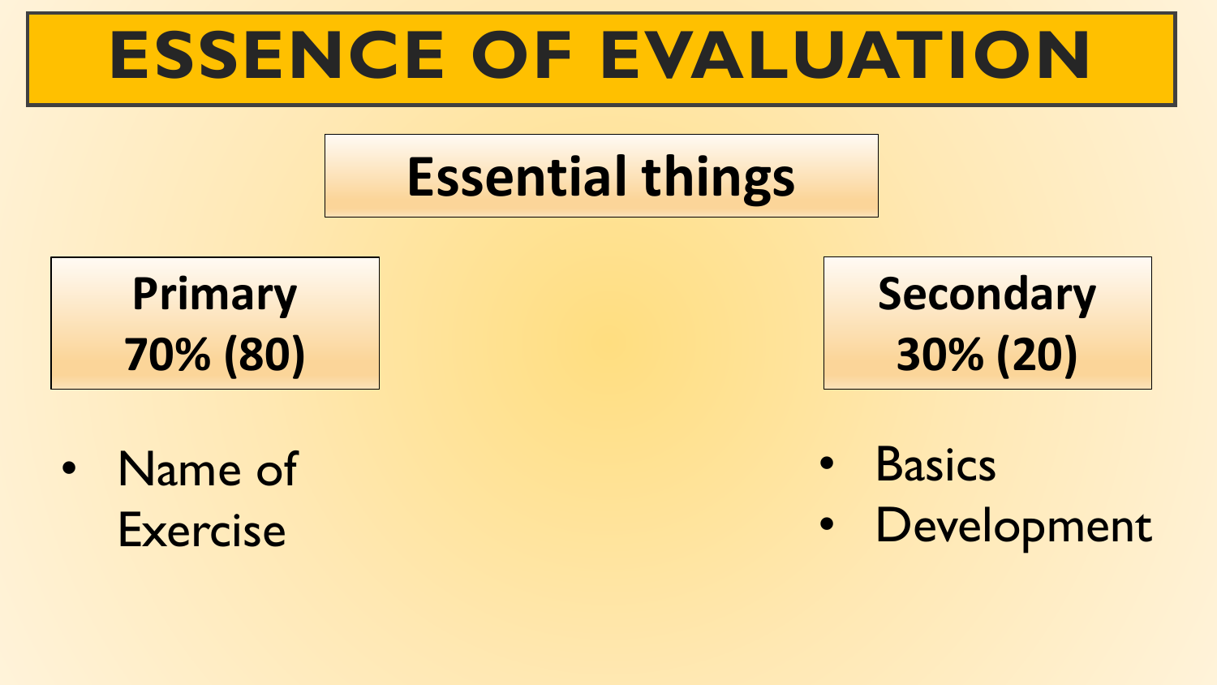# ESSENCE OF EVALUATION

## Essential things

**Primary**
**70% (80)**

- Name of Exercise

**Secondary**
**30% (20)**

- Basics
- Development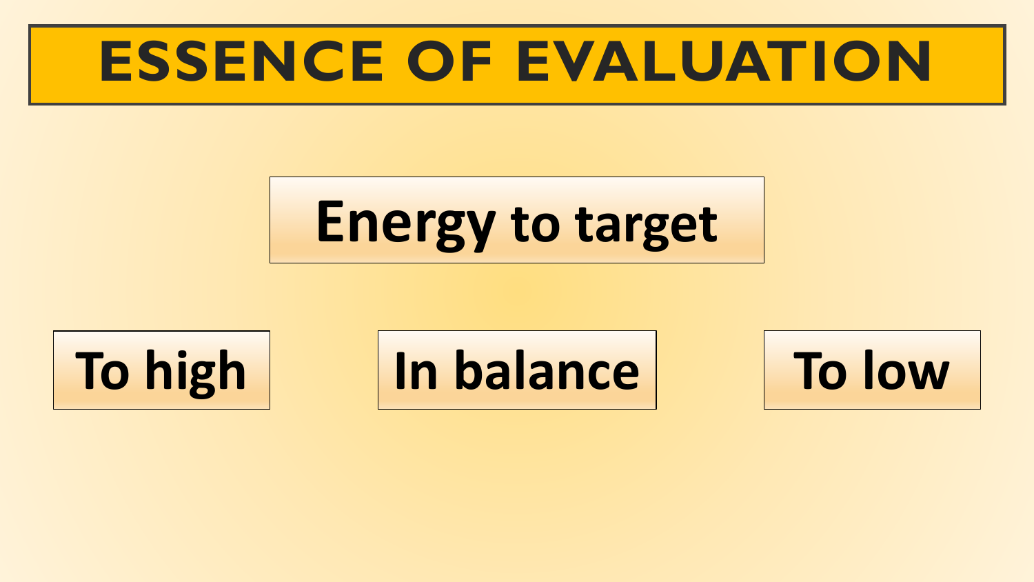# ESSENCE OF EVALUATION

Energy to target

To high

In balance

To low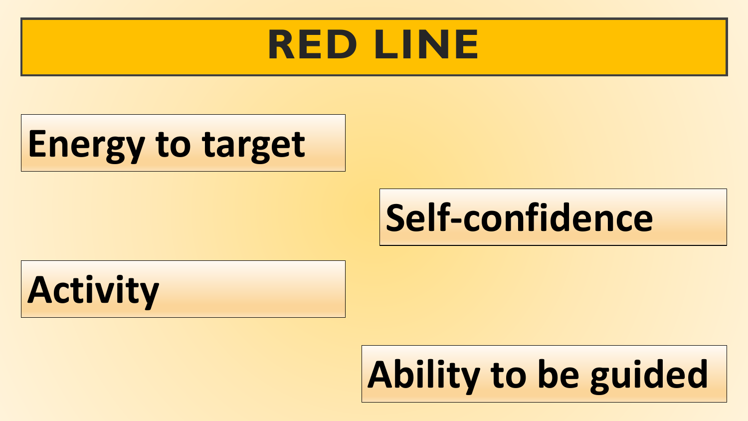# RED LINE

- Energy to target
- Self-confidence
- Activity
- Ability to be guided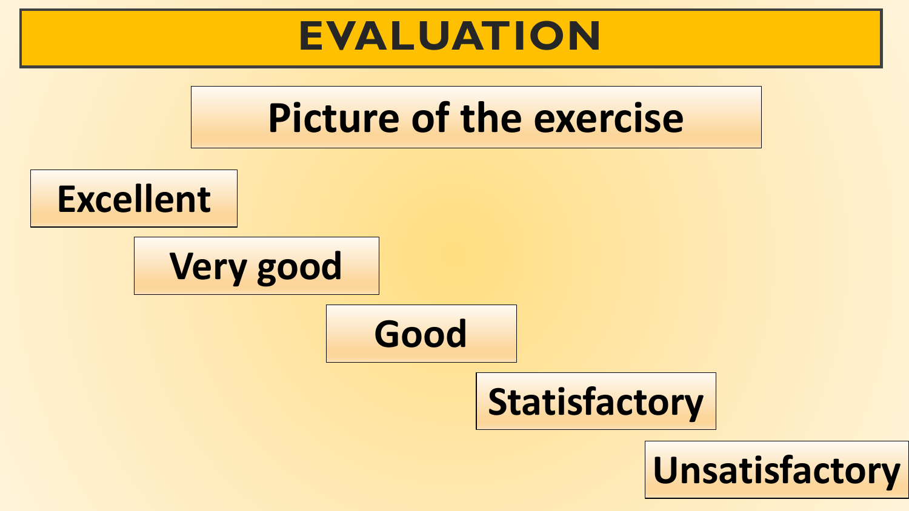# EVALUATION

## Picture of the exercise

- Excellent
- Very good
- Good
- Statisfactory
- Unsatisfactory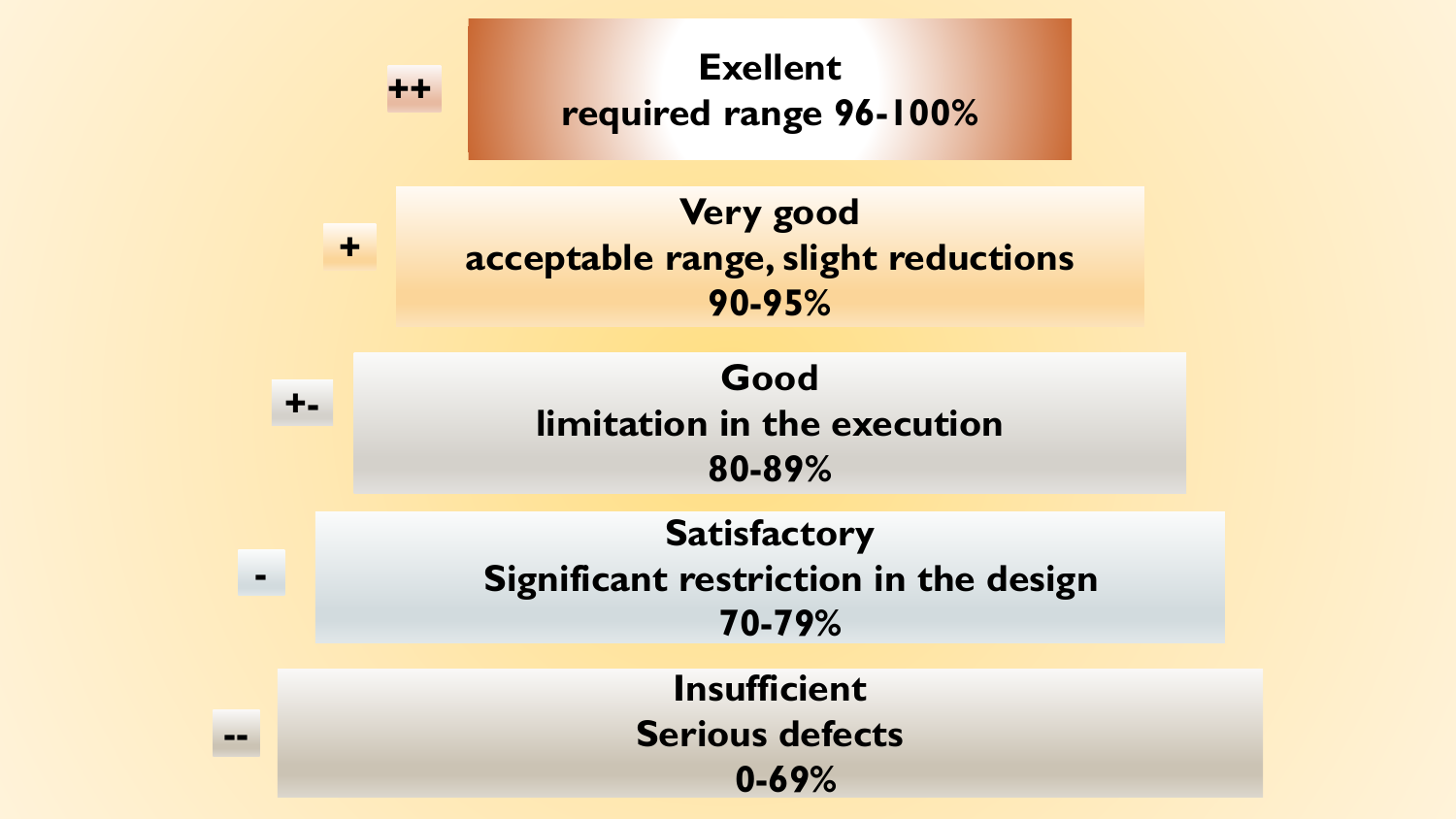++ **Exellent**
**required range 96-100%**

\+ **Very good**
**acceptable range, slight reductions**
**90-95%**

+- **Good**
**limitation in the execution**
**80-89%**

\- **Satisfactory**
**Significant restriction in the design**
**70-79%**

-- **Insufficient**
**Serious defects**
**0-69%**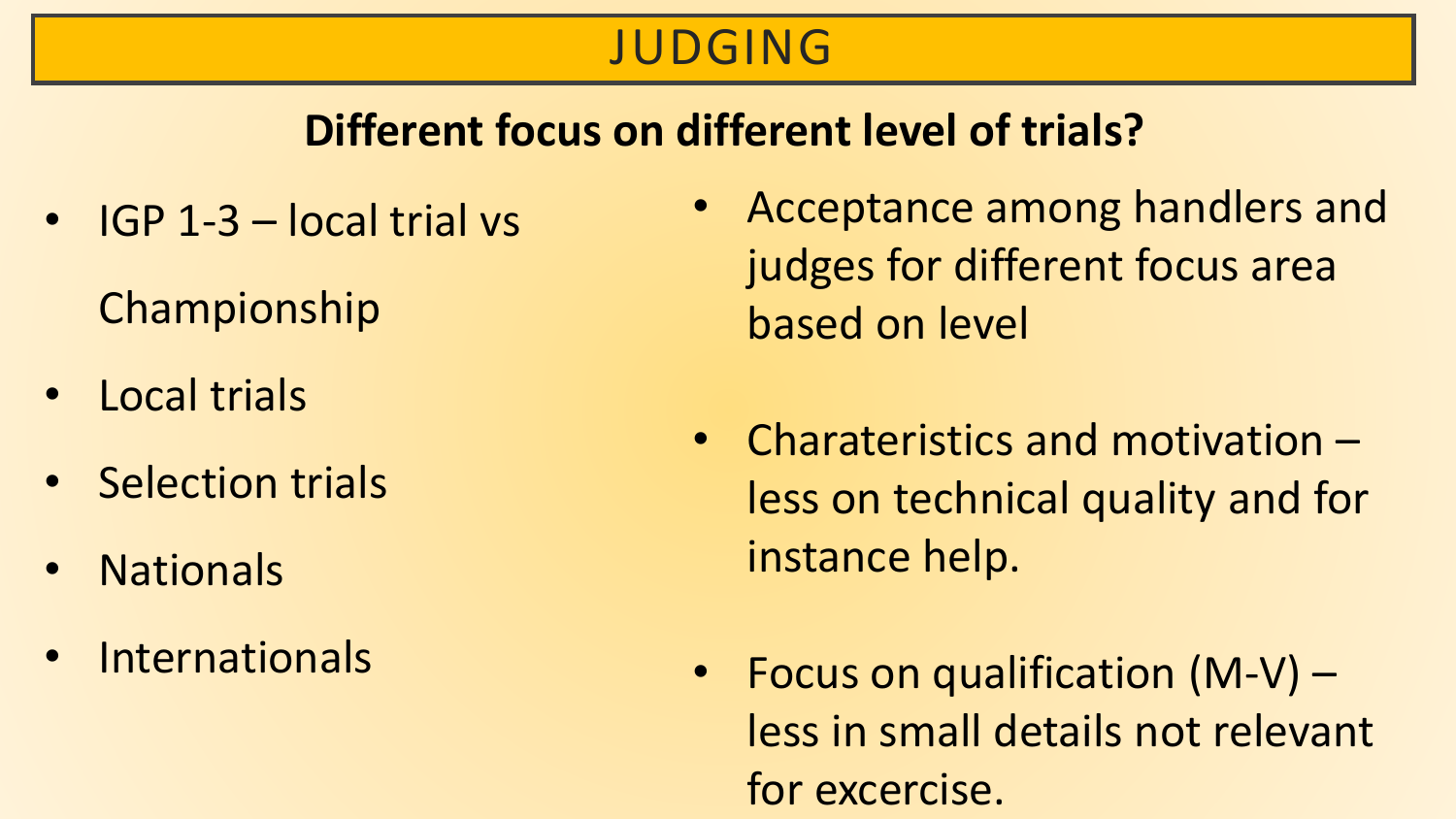# JUDGING

## Different focus on different level of trials?

- IGP 1-3 – local trial vs Championship
- Local trials
- Selection trials
- Nationals
- Internationals

- Acceptance among handlers and judges for different focus area based on level
- Charateristics and motivation – less on technical quality and for instance help.
- Focus on qualification (M-V) – less in small details not relevant for excercise.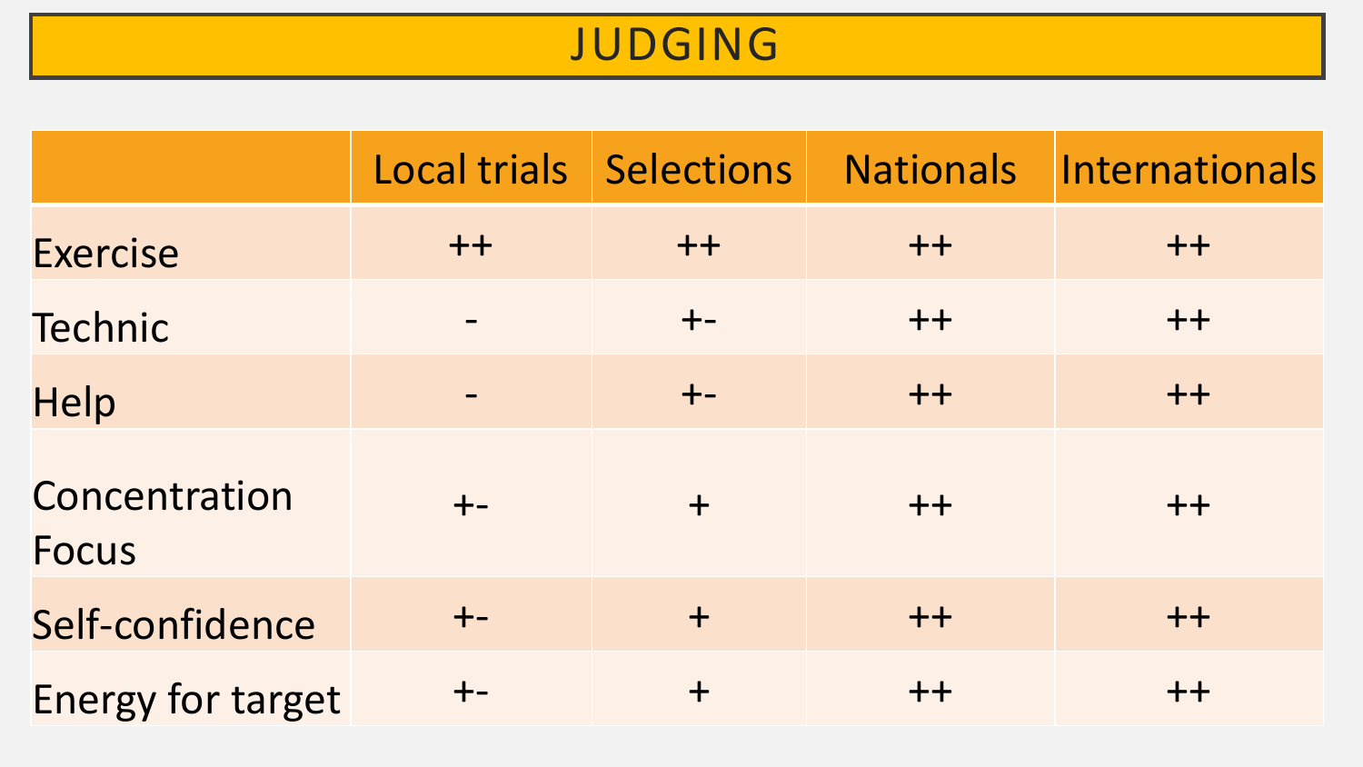# JUDGING

| | Local trials | Selections | Nationals | Internationals |
|---|---|---|---|---|
| Exercise | ++ | ++ | ++ | ++ |
| Technic | - | +- | ++ | ++ |
| Help | - | +- | ++ | ++ |
| Concentration Focus | +- | + | ++ | ++ |
| Self-confidence | +- | + | ++ | ++ |
| Energy for target | +- | + | ++ | ++ |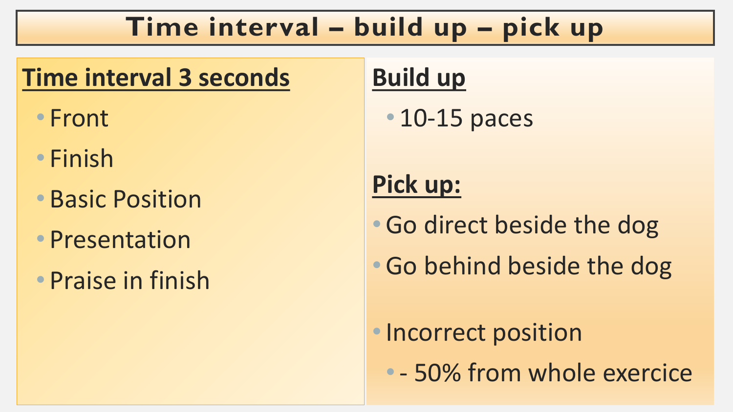# Time interval – build up – pick up

## Time interval 3 seconds

- Front
- Finish
- Basic Position
- Presentation
- Praise in finish

## Build up

- 10-15 paces

## Pick up:

- Go direct beside the dog
- Go behind beside the dog
- Incorrect position
  - - 50% from whole exercice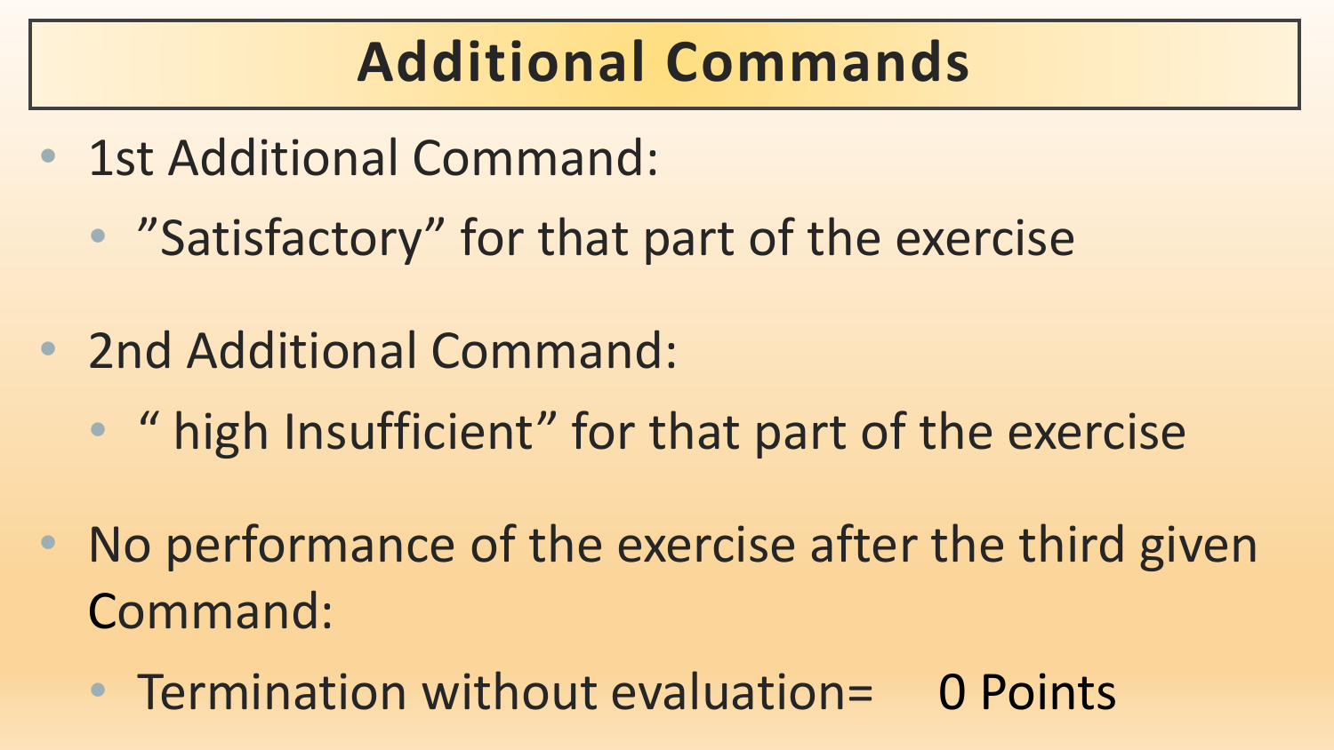# Additional Commands

- 1st Additional Command:
  - ”Satisfactory” for that part of the exercise
- 2nd Additional Command:
  - “ high Insufficient” for that part of the exercise
- No performance of the exercise after the third given Command:
  - Termination without evaluation= 0 Points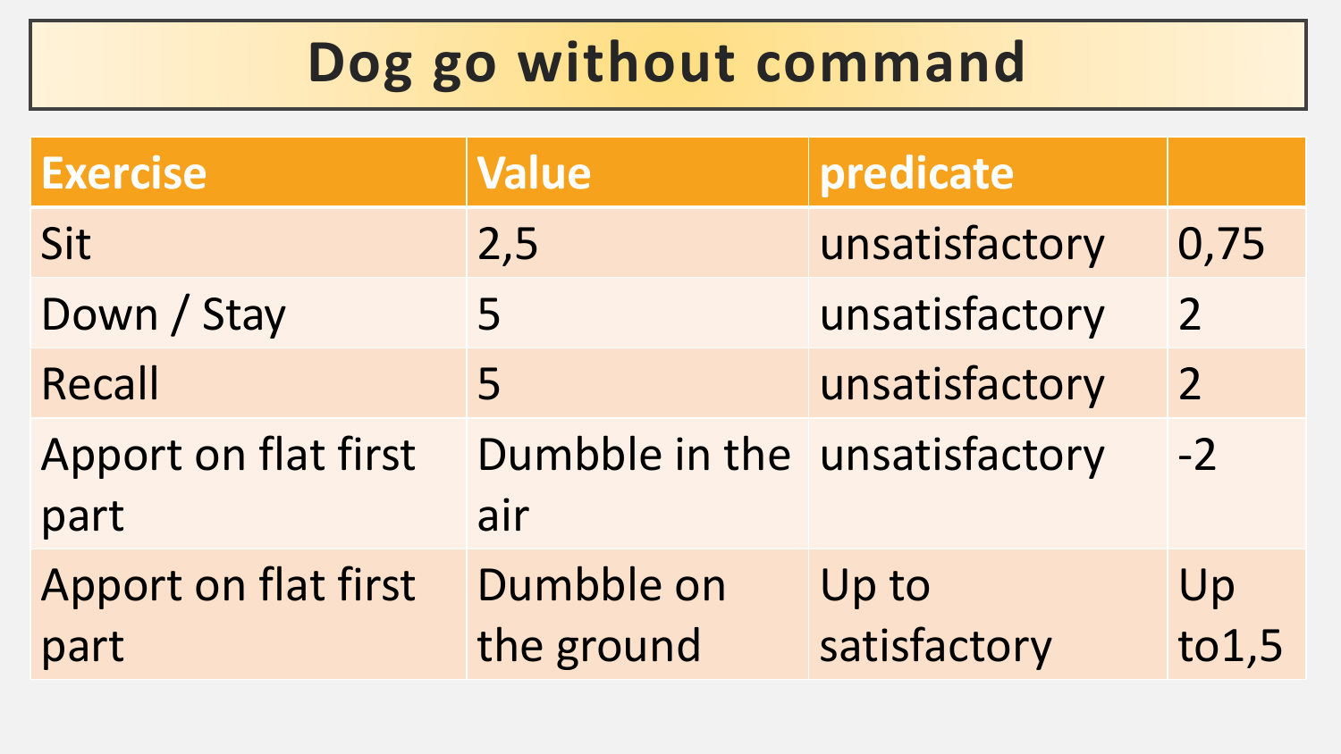# Dog go without command

| Exercise | Value | predicate | |
|---|---|---|---|
| Sit | 2,5 | unsatisfactory | 0,75 |
| Down / Stay | 5 | unsatisfactory | 2 |
| Recall | 5 | unsatisfactory | 2 |
| Apport on flat first part | Dumbble in the air | unsatisfactory | -2 |
| Apport on flat first part | Dumbble on the ground | Up to satisfactory | Up to1,5 |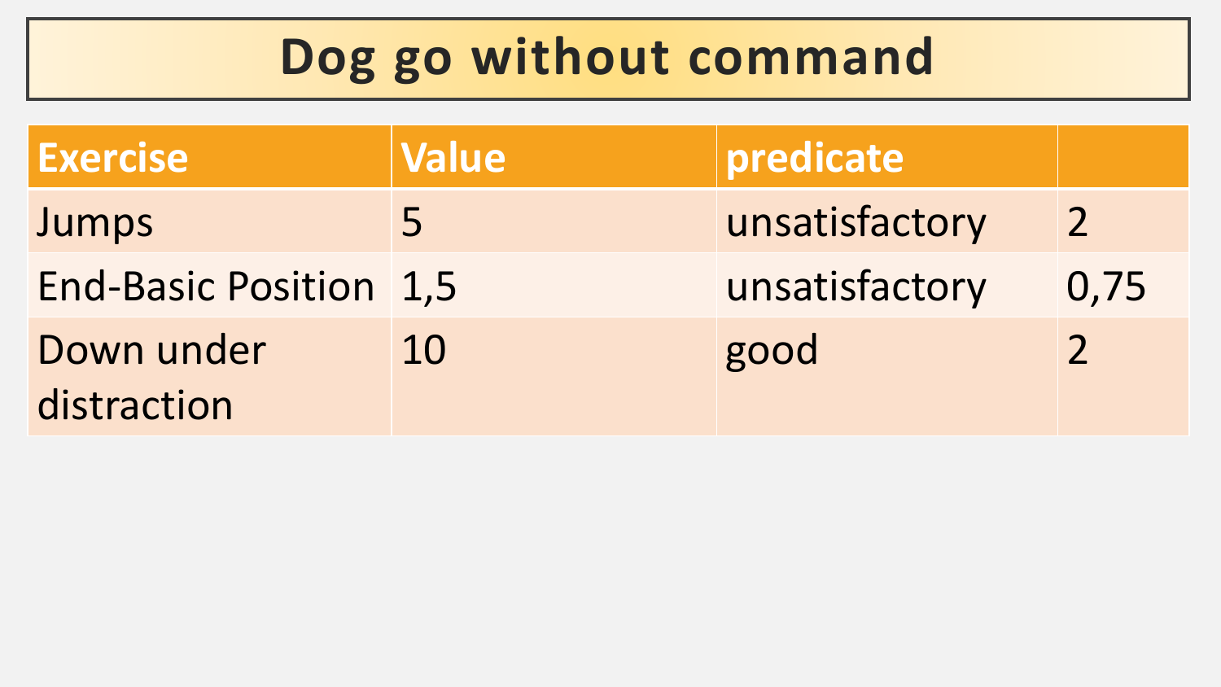# Dog go without command

| Exercise | Value | predicate | |
|---|---|---|---|
| Jumps | 5 | unsatisfactory | 2 |
| End-Basic Position | 1,5 | unsatisfactory | 0,75 |
| Down under distraction | 10 | good | 2 |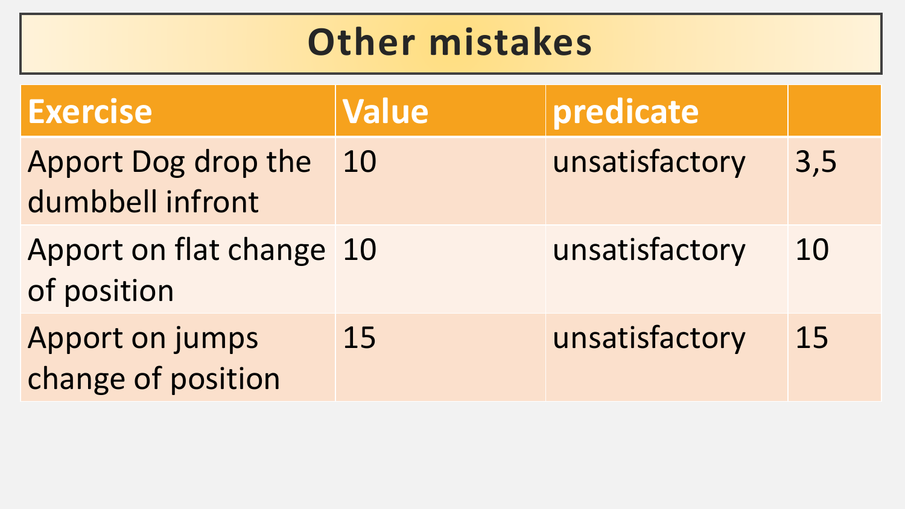# Other mistakes

| Exercise | Value | predicate | |
|---|---|---|---|
| Apport Dog drop the dumbbell infront | 10 | unsatisfactory | 3,5 |
| Apport on flat change of position | 10 | unsatisfactory | 10 |
| Apport on jumps change of position | 15 | unsatisfactory | 15 |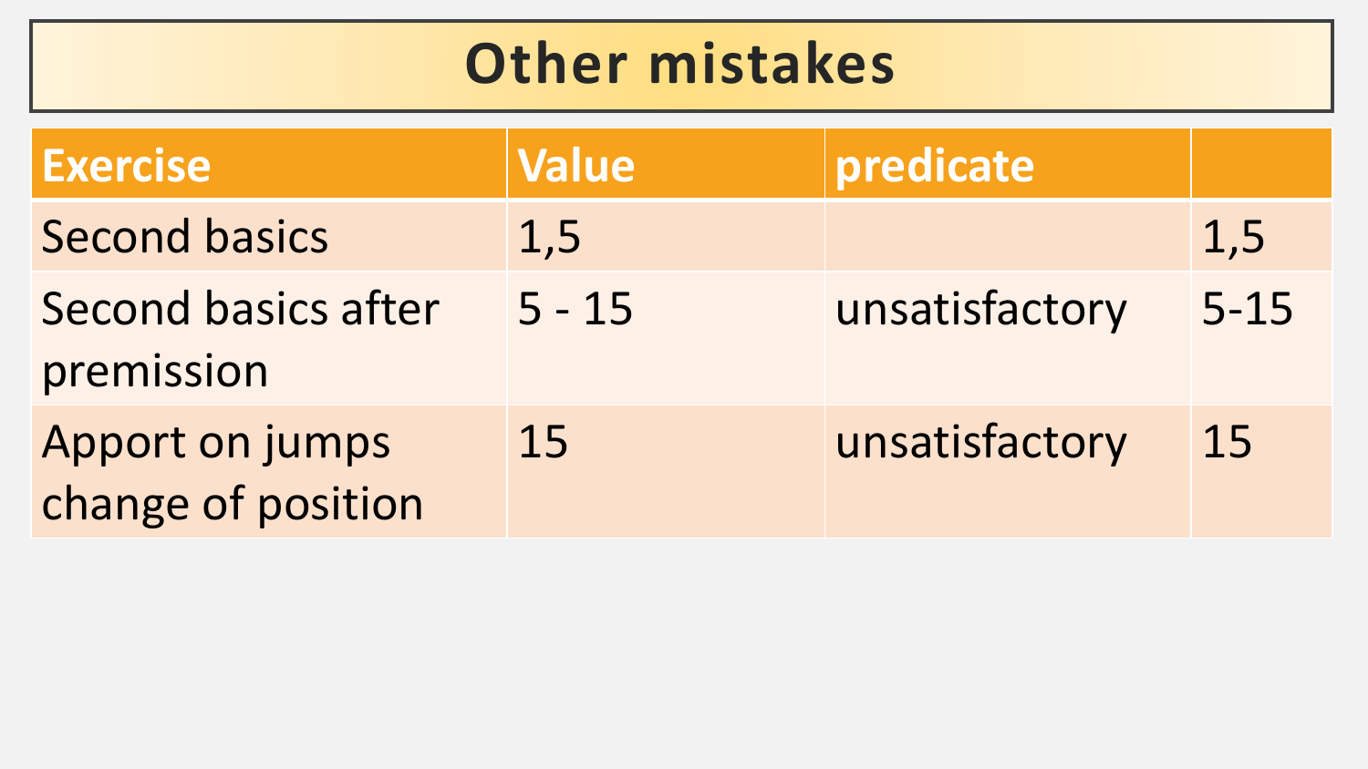# Other mistakes

| Exercise | Value | predicate | |
|---|---|---|---|
| Second basics | 1,5 | | 1,5 |
| Second basics after premission | 5 - 15 | unsatisfactory | 5-15 |
| Apport on jumps change of position | 15 | unsatisfactory | 15 |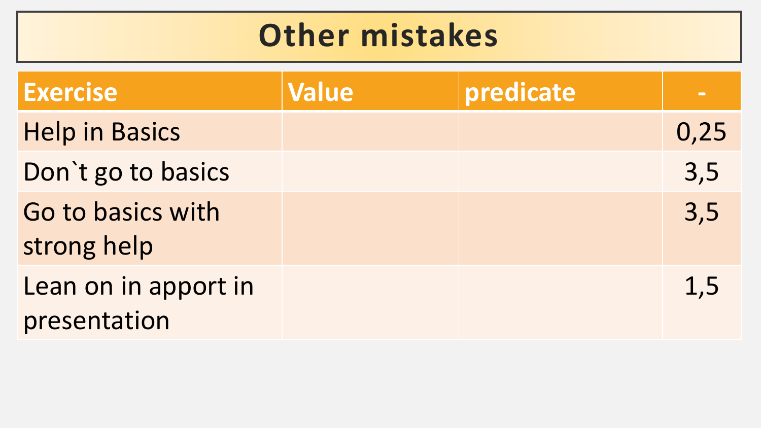# Other mistakes

| Exercise | Value | predicate | - |
| --- | --- | --- | --- |
| Help in Basics | | | 0,25 |
| Don`t go to basics | | | 3,5 |
| Go to basics with strong help | | | 3,5 |
| Lean on in apport in presentation | | | 1,5 |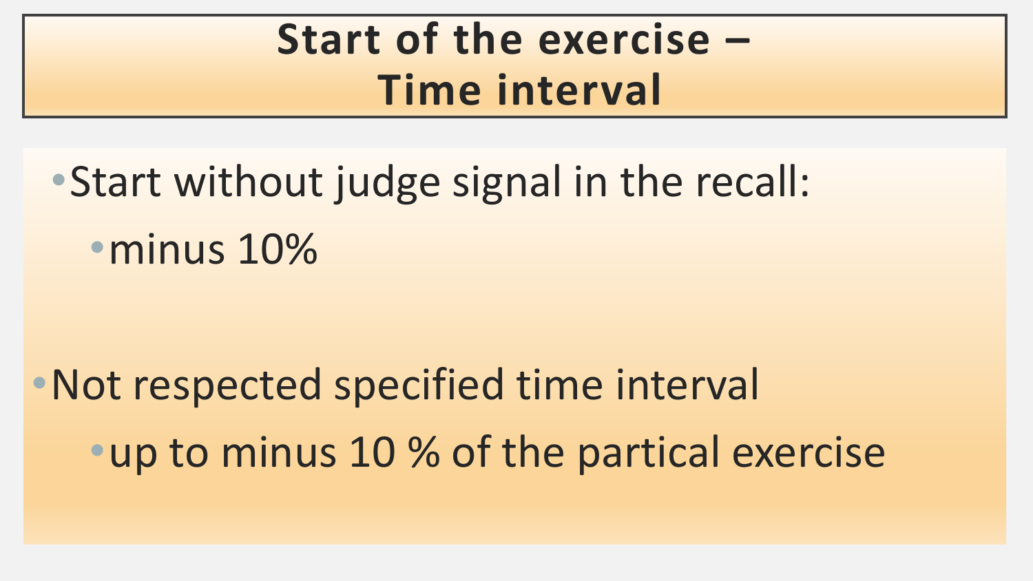# Start of the exercise – Time interval

- Start without judge signal in the recall:
  - minus 10%

- Not respected specified time interval
  - up to minus 10 % of the partical exercise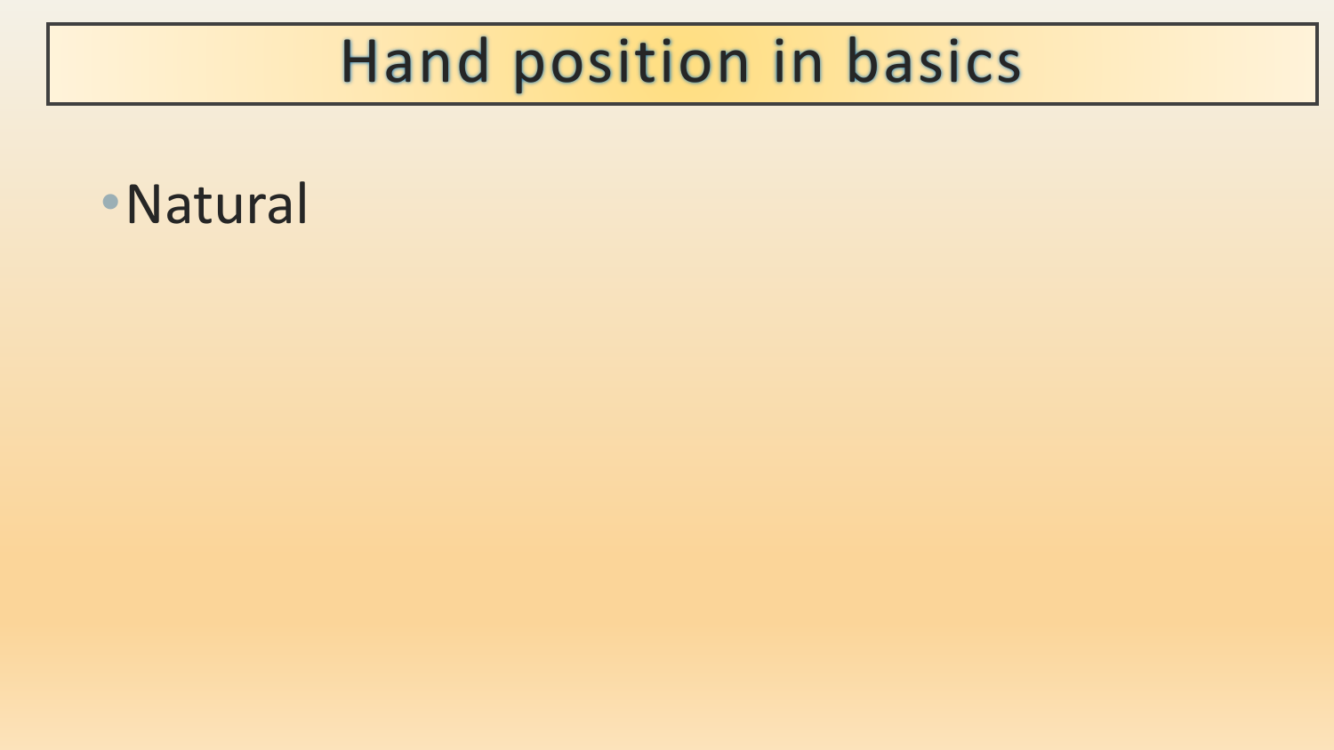# Hand position in basics

- Natural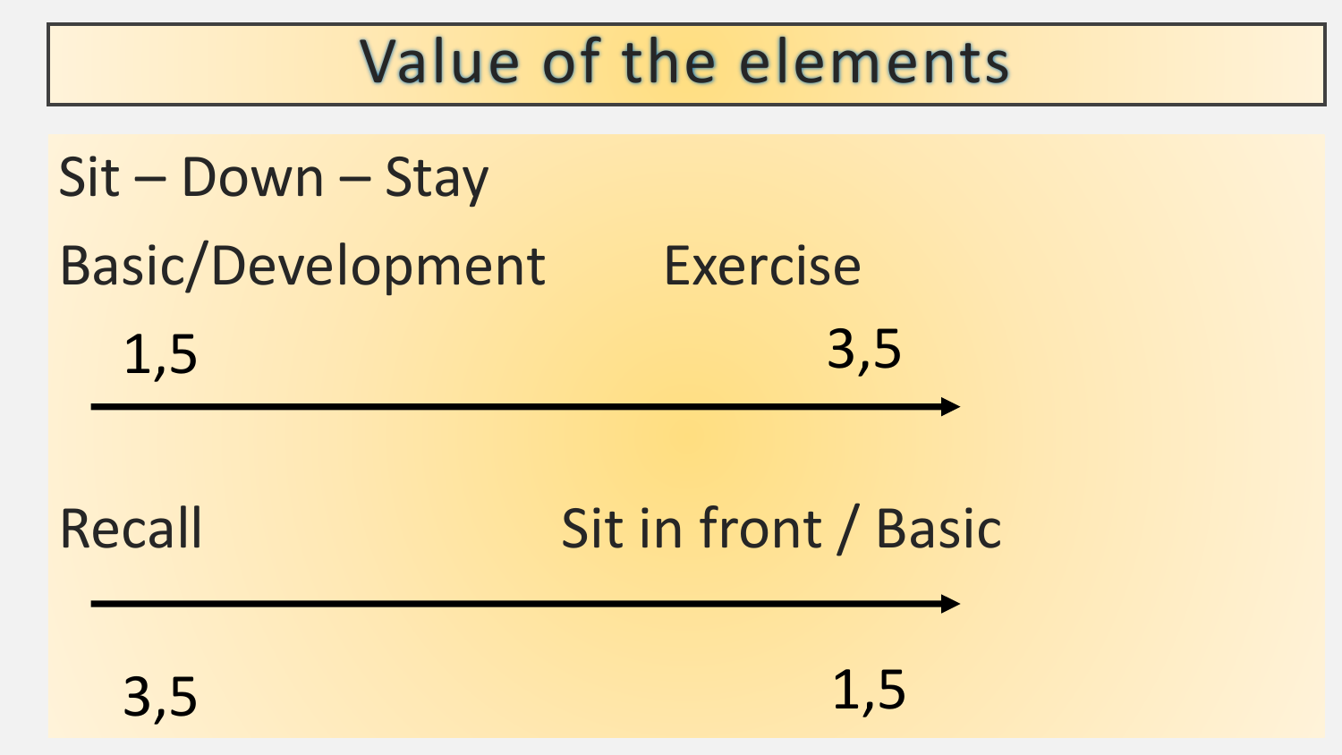# Value of the elements

Sit – Down – Stay

Basic/Development → Exercise

1,5 → 3,5

Recall → Sit in front / Basic

3,5 → 1,5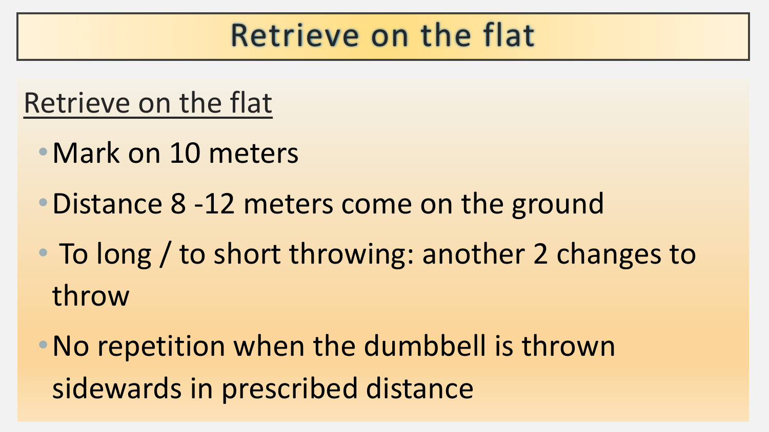# Retrieve on the flat

## Retrieve on the flat

- Mark on 10 meters
- Distance 8 -12 meters come on the ground
- To long / to short throwing: another 2 changes to throw
- No repetition when the dumbbell is thrown sidewards in prescribed distance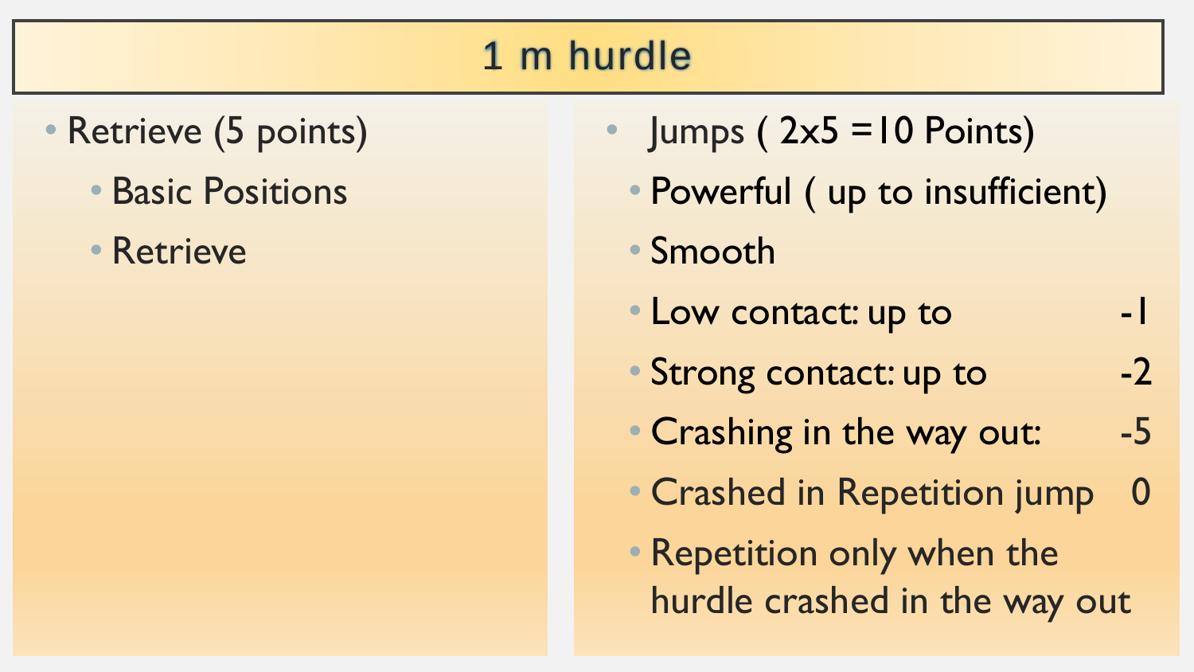# 1 m hurdle

- Retrieve (5 points)
  - Basic Positions
  - Retrieve

- Jumps ( 2x5 =10 Points)
  - Powerful ( up to insufficient)
  - Smooth
  - Low contact: up to -1
  - Strong contact: up to -2
  - Crashing in the way out: -5
  - Crashed in Repetition jump 0
  - Repetition only when the hurdle crashed in the way out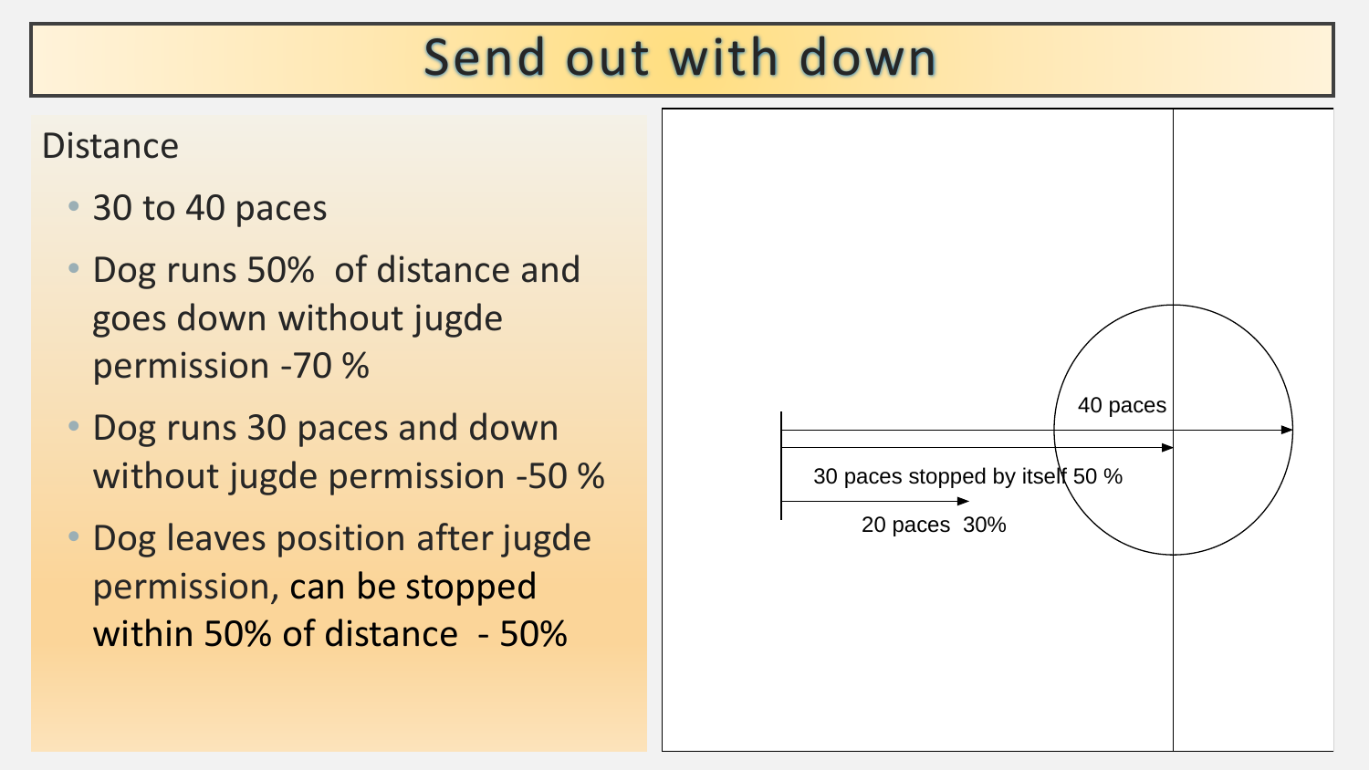# Send out with down

Distance

- 30 to 40 paces
- Dog runs 50% of distance and goes down without jugde permission -70 %
- Dog runs 30 paces and down without jugde permission -50 %
- Dog leaves position after jugde permission, can be stopped within 50% of distance - 50%

40 paces

30 paces stopped by itself 50 %

20 paces 30%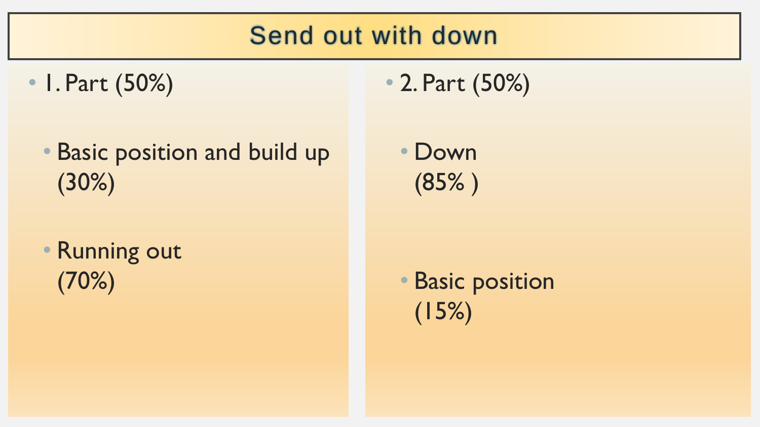# Send out with down

- 1. Part (50%)
  - Basic position and build up (30%)
  - Running out (70%)

- 2. Part (50%)
  - Down (85% )
  - Basic position (15%)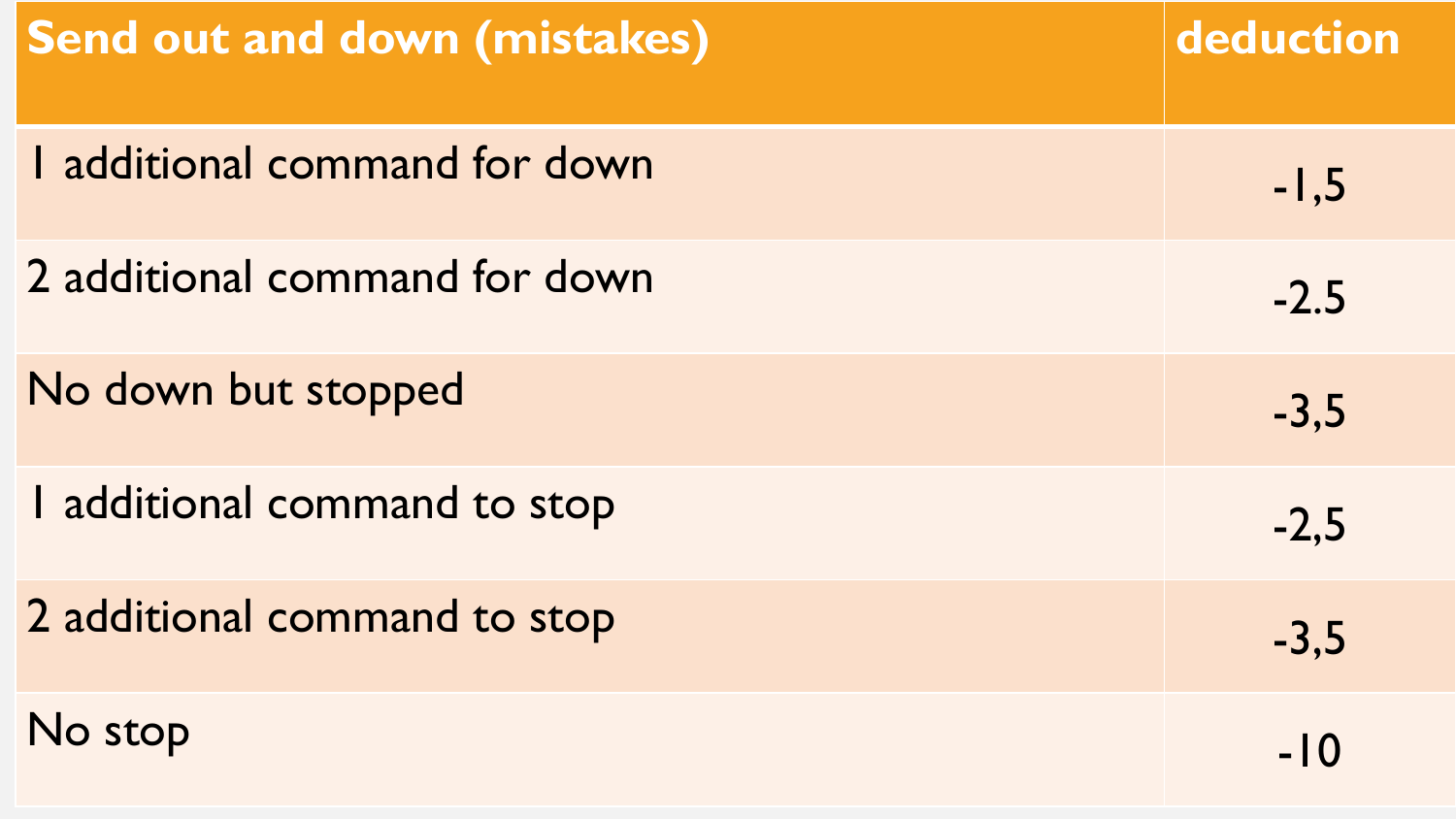| Send out and down (mistakes) | deduction |
| --- | --- |
| 1 additional command for down | -1,5 |
| 2 additional command for down | -2.5 |
| No down but stopped | -3,5 |
| 1 additional command to stop | -2,5 |
| 2 additional command to stop | -3,5 |
| No stop | -10 |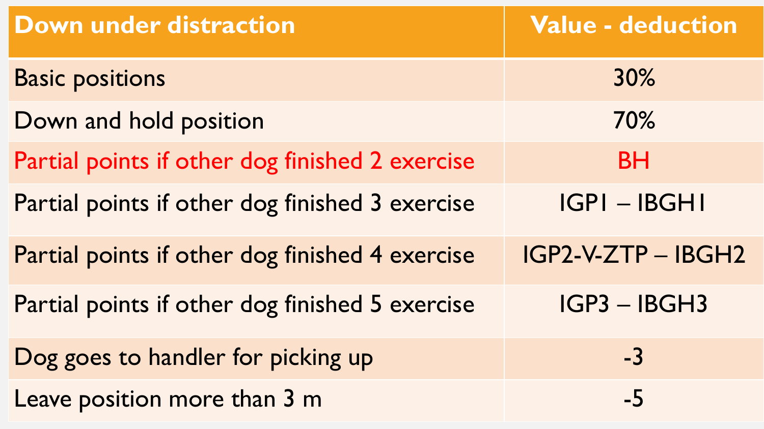| Down under distraction | Value - deduction |
| --- | --- |
| Basic positions | 30% |
| Down and hold position | 70% |
| Partial points if other dog finished 2 exercise | BH |
| Partial points if other dog finished 3 exercise | IGP1 – IBGH1 |
| Partial points if other dog finished 4 exercise | IGP2-V-ZTP – IBGH2 |
| Partial points if other dog finished 5 exercise | IGP3 – IBGH3 |
| Dog goes to handler for picking up | -3 |
| Leave position more than 3 m | -5 |